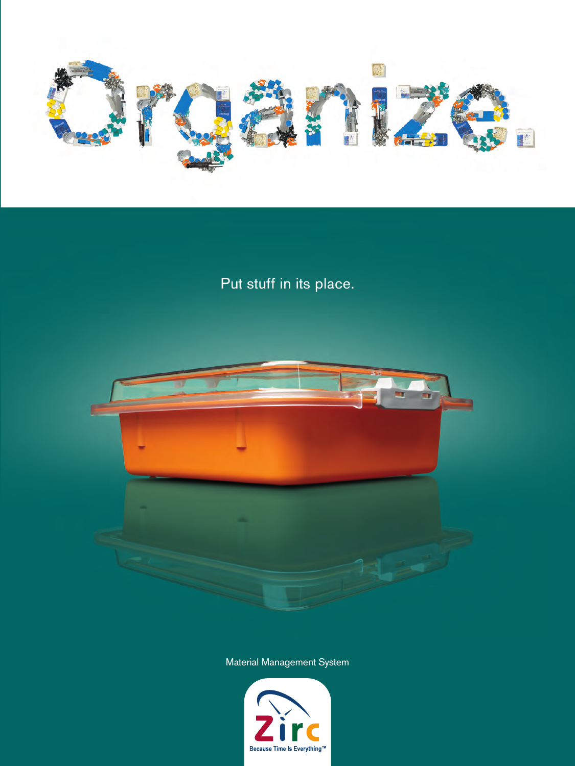# Organize.

Put stuff in its place.

Material Management System

Zirc

Because Time Is Everything™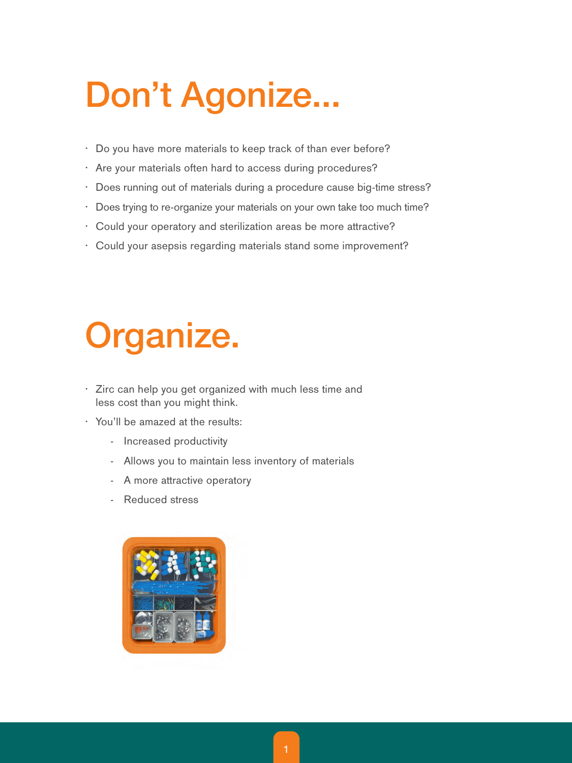# Don't Agonize...

- Do you have more materials to keep track of than ever before?
- Are your materials often hard to access during procedures?
- Does running out of materials during a procedure cause big-time stress?
- Does trying to re-organize your materials on your own take too much time?
- Could your operatory and sterilization areas be more attractive?
- Could your asepsis regarding materials stand some improvement?

# Organize.

- Zirc can help you get organized with much less time and less cost than you might think.
- You'll be amazed at the results:
  - Increased productivity
  - Allows you to maintain less inventory of materials
  - A more attractive operatory
  - Reduced stress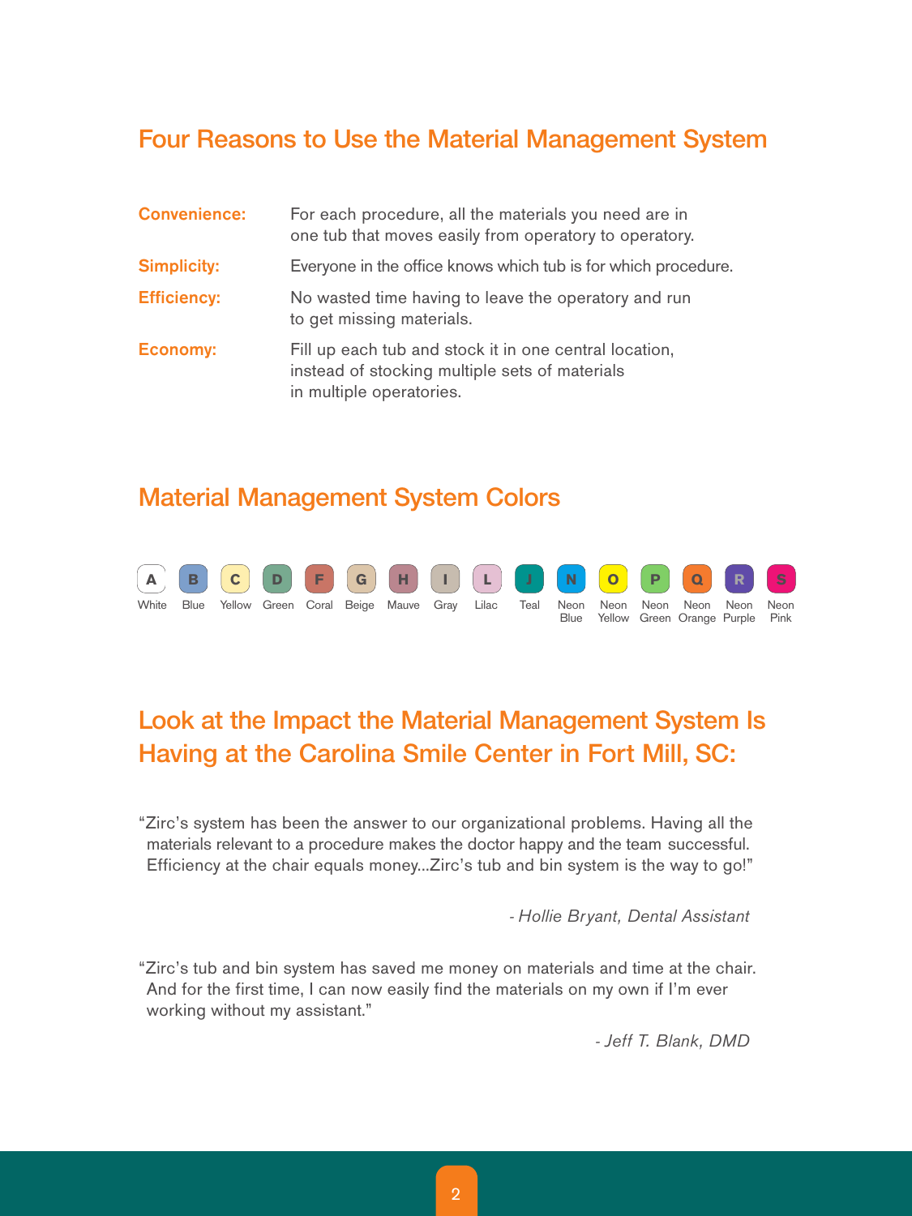## Four Reasons to Use the Material Management System

**Convenience:** For each procedure, all the materials you need are in one tub that moves easily from operatory to operatory.

**Simplicity:** Everyone in the office knows which tub is for which procedure.

**Efficiency:** No wasted time having to leave the operatory and run to get missing materials.

**Economy:** Fill up each tub and stock it in one central location, instead of stocking multiple sets of materials in multiple operatories.

## Material Management System Colors

| A | B | C | D | F | G | H | I | L | J | N | O | P | Q | R | S |
|---|---|---|---|---|---|---|---|---|---|---|---|---|---|---|---|
| White | Blue | Yellow | Green | Coral | Beige | Mauve | Gray | Lilac | Teal | Neon Blue | Neon Yellow | Neon Green | Neon Orange | Neon Purple | Neon Pink |

## Look at the Impact the Material Management System Is Having at the Carolina Smile Center in Fort Mill, SC:

"Zirc's system has been the answer to our organizational problems. Having all the materials relevant to a procedure makes the doctor happy and the team successful. Efficiency at the chair equals money...Zirc's tub and bin system is the way to go!"

*- Hollie Bryant, Dental Assistant*

"Zirc's tub and bin system has saved me money on materials and time at the chair. And for the first time, I can now easily find the materials on my own if I'm ever working without my assistant."

*- Jeff T. Blank, DMD*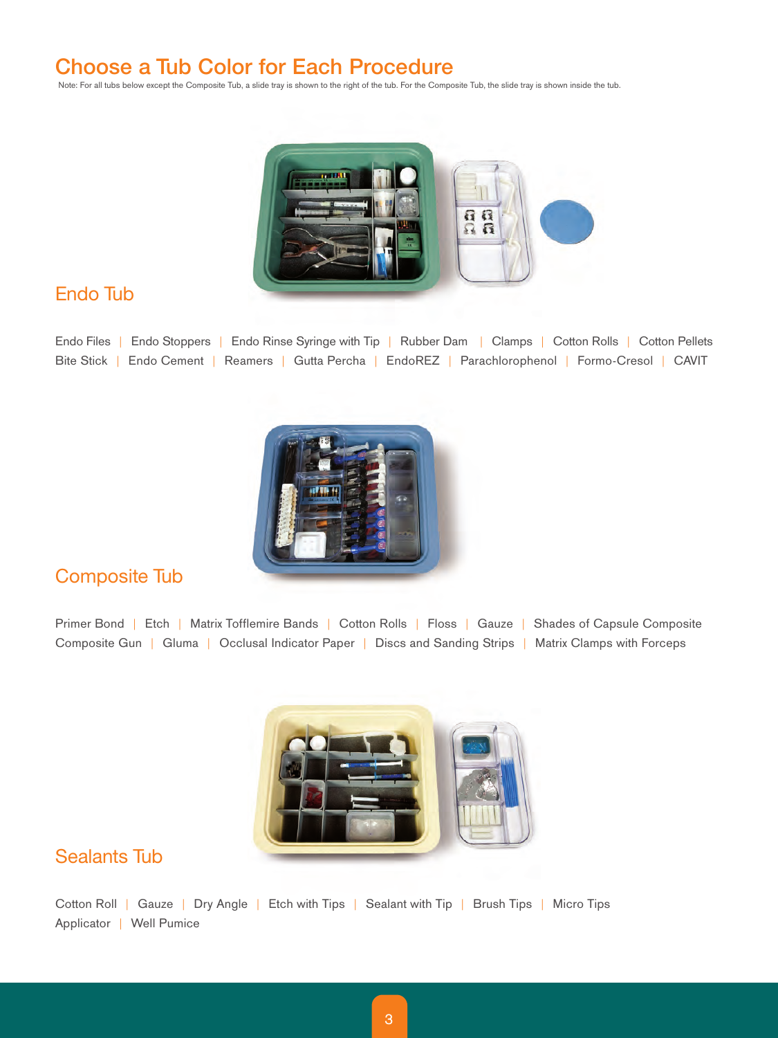# Choose a Tub Color for Each Procedure

Note: For all tubs below except the Composite Tub, a slide tray is shown to the right of the tub. For the Composite Tub, the slide tray is shown inside the tub.

## Endo Tub

Endo Files | Endo Stoppers | Endo Rinse Syringe with Tip | Rubber Dam | Clamps | Cotton Rolls | Cotton Pellets
Bite Stick | Endo Cement | Reamers | Gutta Percha | EndoREZ | Parachlorophenol | Formo-Cresol | CAVIT

## Composite Tub

Primer Bond | Etch | Matrix Tofflemire Bands | Cotton Rolls | Floss | Gauze | Shades of Capsule Composite
Composite Gun | Gluma | Occlusal Indicator Paper | Discs and Sanding Strips | Matrix Clamps with Forceps

## Sealants Tub

Cotton Roll | Gauze | Dry Angle | Etch with Tips | Sealant with Tip | Brush Tips | Micro Tips
Applicator | Well Pumice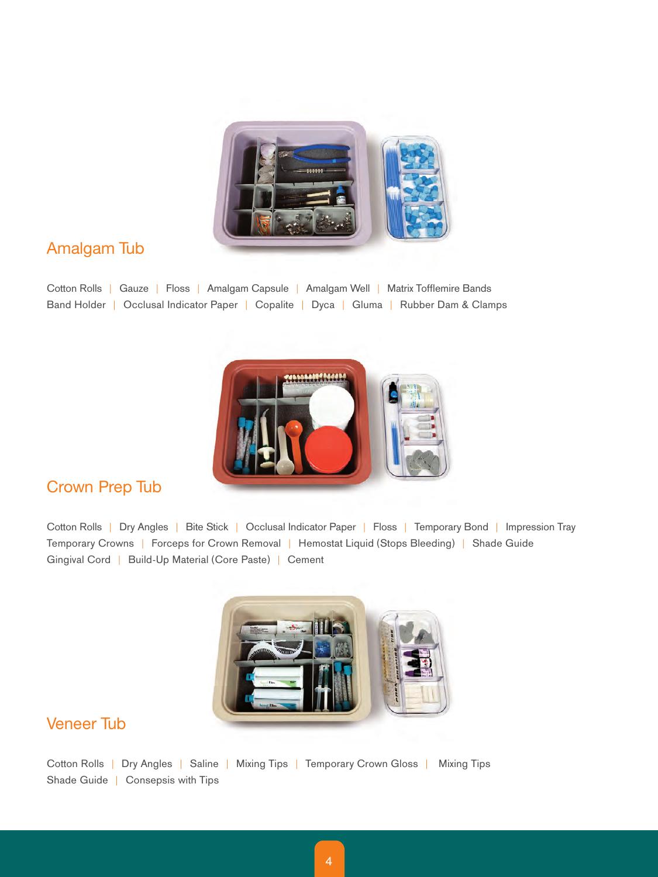## Amalgam Tub

Cotton Rolls | Gauze | Floss | Amalgam Capsule | Amalgam Well | Matrix Tofflemire Bands
Band Holder | Occlusal Indicator Paper | Copalite | Dyca | Gluma | Rubber Dam & Clamps

## Crown Prep Tub

Cotton Rolls | Dry Angles | Bite Stick | Occlusal Indicator Paper | Floss | Temporary Bond | Impression Tray
Temporary Crowns | Forceps for Crown Removal | Hemostat Liquid (Stops Bleeding) | Shade Guide
Gingival Cord | Build-Up Material (Core Paste) | Cement

## Veneer Tub

Cotton Rolls | Dry Angles | Saline | Mixing Tips | Temporary Crown Gloss | Mixing Tips
Shade Guide | Consepsis with Tips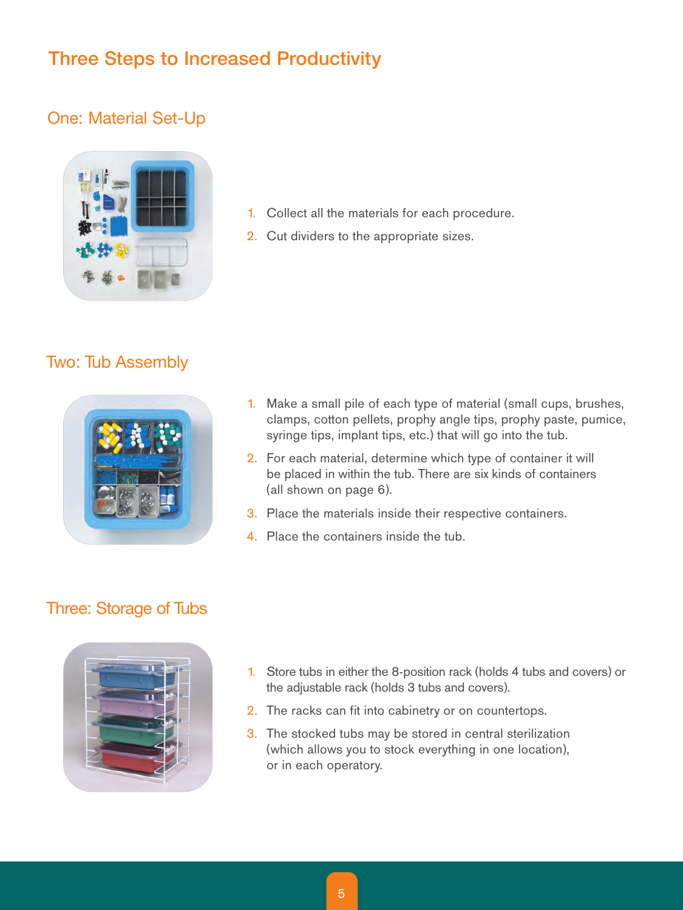# Three Steps to Increased Productivity

## One: Material Set-Up

1. Collect all the materials for each procedure.
2. Cut dividers to the appropriate sizes.

## Two: Tub Assembly

1. Make a small pile of each type of material (small cups, brushes, clamps, cotton pellets, prophy angle tips, prophy paste, pumice, syringe tips, implant tips, etc.) that will go into the tub.
2. For each material, determine which type of container it will be placed in within the tub. There are six kinds of containers (all shown on page 6).
3. Place the materials inside their respective containers.
4. Place the containers inside the tub.

## Three: Storage of Tubs

1. Store tubs in either the 8-position rack (holds 4 tubs and covers) or the adjustable rack (holds 3 tubs and covers).
2. The racks can fit into cabinetry or on countertops.
3. The stocked tubs may be stored in central sterilization (which allows you to stock everything in one location), or in each operatory.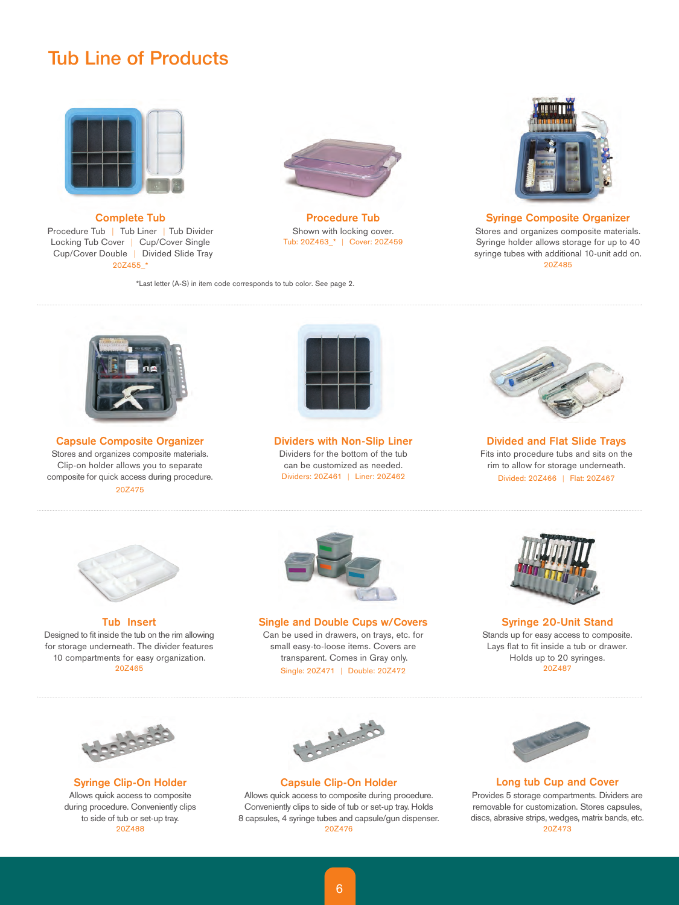# Tub Line of Products

### Complete Tub

Procedure Tub | Tub Liner | Tub Divider
Locking Tub Cover | Cup/Cover Single
Cup/Cover Double | Divided Slide Tray
20Z455_*

### Procedure Tub

Shown with locking cover.
Tub: 20Z463_* | Cover: 20Z459

### Syringe Composite Organizer

Stores and organizes composite materials. Syringe holder allows storage for up to 40 syringe tubes with additional 10-unit add on.
20Z485

*Last letter (A-S) in item code corresponds to tub color. See page 2.

### Capsule Composite Organizer

Stores and organizes composite materials. Clip-on holder allows you to separate composite for quick access during procedure.
20Z475

### Dividers with Non-Slip Liner

Dividers for the bottom of the tub can be customized as needed.
Dividers: 20Z461 | Liner: 20Z462

### Divided and Flat Slide Trays

Fits into procedure tubs and sits on the rim to allow for storage underneath.
Divided: 20Z466 | Flat: 20Z467

### Tub Insert

Designed to fit inside the tub on the rim allowing for storage underneath. The divider features 10 compartments for easy organization.
20Z465

### Single and Double Cups w/Covers

Can be used in drawers, on trays, etc. for small easy-to-loose items. Covers are transparent. Comes in Gray only.
Single: 20Z471 | Double: 20Z472

### Syringe 20-Unit Stand

Stands up for easy access to composite. Lays flat to fit inside a tub or drawer. Holds up to 20 syringes.
20Z487

### Syringe Clip-On Holder

Allows quick access to composite during procedure. Conveniently clips to side of tub or set-up tray.
20Z488

### Capsule Clip-On Holder

Allows quick access to composite during procedure. Conveniently clips to side of tub or set-up tray. Holds 8 capsules, 4 syringe tubes and capsule/gun dispenser.
20Z476

### Long tub Cup and Cover

Provides 5 storage compartments. Dividers are removable for customization. Stores capsules, discs, abrasive strips, wedges, matrix bands, etc.
20Z473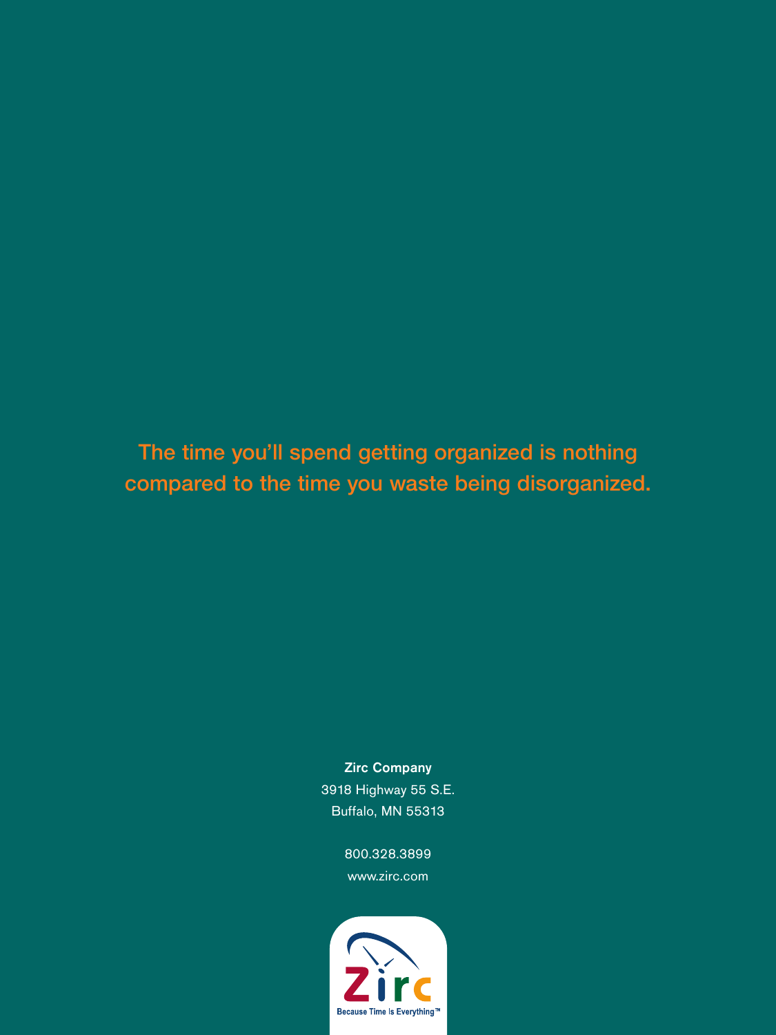The time you'll spend getting organized is nothing compared to the time you waste being disorganized.

**Zirc Company**
3918 Highway 55 S.E.
Buffalo, MN 55313

800.328.3899
www.zirc.com

Zirc
Because Time Is Everything™